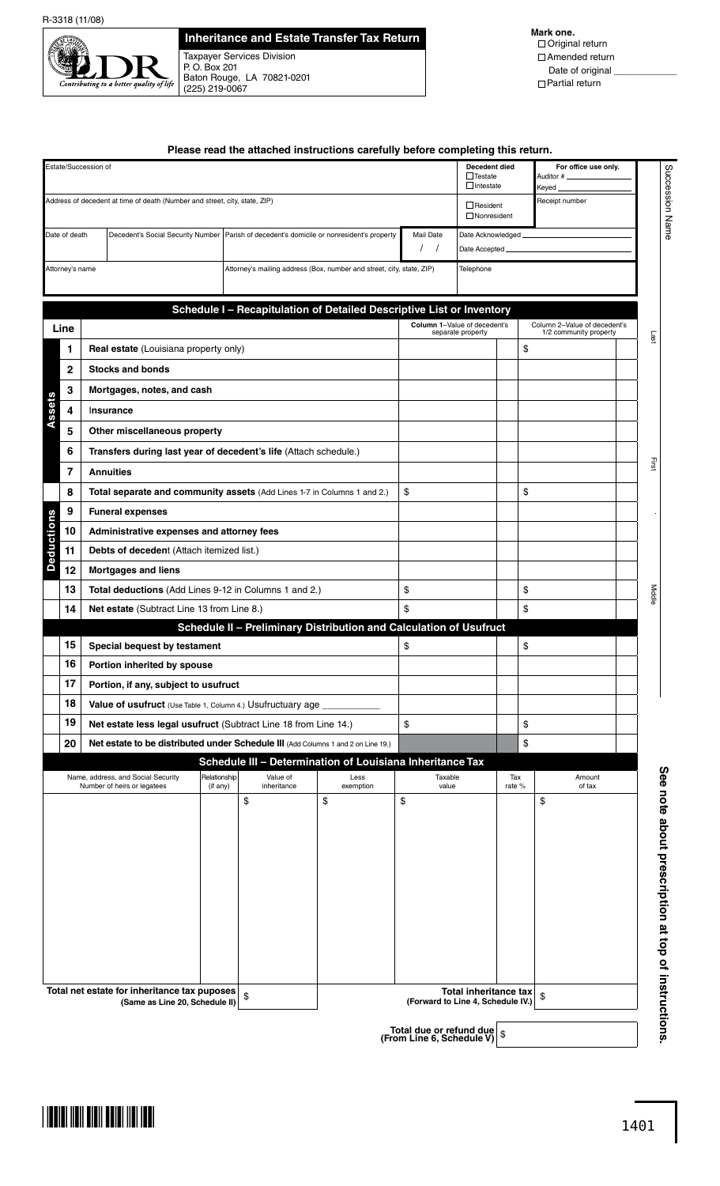R-3318 (11/08)

# Inheritance and Estate Transfer Tax Return

Taxpayer Services Division
P. O. Box 201
Baton Rouge, LA 70821-0201
(225) 219-0067

**Mark one.**
☐ Original return
☐ Amended return
Date of original ___________
☐ Partial return

**Please read the attached instructions carefully before completing this return.**

| Estate/Succession of | | | | Decedent died ☐ Testate ☐ Intestate | For office use only. Auditor # ________ Keyed ________ |
|---|---|---|---|---|---|
| Address of decedent at time of death (Number and street, city, state, ZIP) | | | | ☐ Resident ☐ Nonresident | Receipt number |
| Date of death | Decedent's Social Security Number | Parish of decedent's domicile or nonresident's property | Mail Date / / | Date Acknowledged ________ Date Accepted ________ | |
| Attorney's name | Attorney's mailing address (Box, number and street, city, state, ZIP) | | | Telephone | |

Succession Name: Last / First / Middle

## Schedule I – Recapitulation of Detailed Descriptive List or Inventory

| | Line | | Column 1–Value of decedent's separate property | Column 2–Value of decedent's 1/2 community property |
|---|---|---|---|---|
| Assets | 1 | **Real estate** (Louisiana property only) | | $ |
| | 2 | **Stocks and bonds** | | |
| | 3 | **Mortgages, notes, and cash** | | |
| | 4 | **Insurance** | | |
| | 5 | **Other miscellaneous property** | | |
| | 6 | **Transfers during last year of decedent's life** (Attach schedule.) | | |
| | 7 | **Annuities** | | |
| | 8 | **Total separate and community assets** (Add Lines 1-7 in Columns 1 and 2.) | $ | $ |
| Deductions | 9 | **Funeral expenses** | | |
| | 10 | **Administrative expenses and attorney fees** | | |
| | 11 | **Debts of decedent** (Attach itemized list.) | | |
| | 12 | **Mortgages and liens** | | |
| | 13 | **Total deductions** (Add Lines 9-12 in Columns 1 and 2.) | $ | $ |
| | 14 | **Net estate** (Subtract Line 13 from Line 8.) | $ | $ |

## Schedule II – Preliminary Distribution and Calculation of Usufruct

| Line | | Column 1 | Column 2 |
|---|---|---|---|
| 15 | **Special bequest by testament** | $ | $ |
| 16 | **Portion inherited by spouse** | | |
| 17 | **Portion, if any, subject to usufruct** | | |
| 18 | **Value of usufruct** (Use Table 1, Column 4.) Usufructuary age ________ | | |
| 19 | **Net estate less legal usufruct** (Subtract Line 18 from Line 14.) | $ | $ |
| 20 | **Net estate to be distributed under Schedule III** (Add Columns 1 and 2 on Line 19.) | | $ |

## Schedule III – Determination of Louisiana Inheritance Tax

| Name, address, and Social Security Number of heirs or legatees | Relationship (if any) | Value of inheritance | Less exemption | Taxable value | Tax rate % | Amount of tax |
|---|---|---|---|---|---|---|
| | | $ | $ | $ | | $ |
| **Total net estate for inheritance tax puposes (Same as Line 20, Schedule II)** | | $ | | **Total inheritance tax (Forward to Line 4, Schedule IV.)** | | $ |

**Total due or refund due (From Line 6, Schedule V)** $

**See note about prescription at top of instructions.**

1401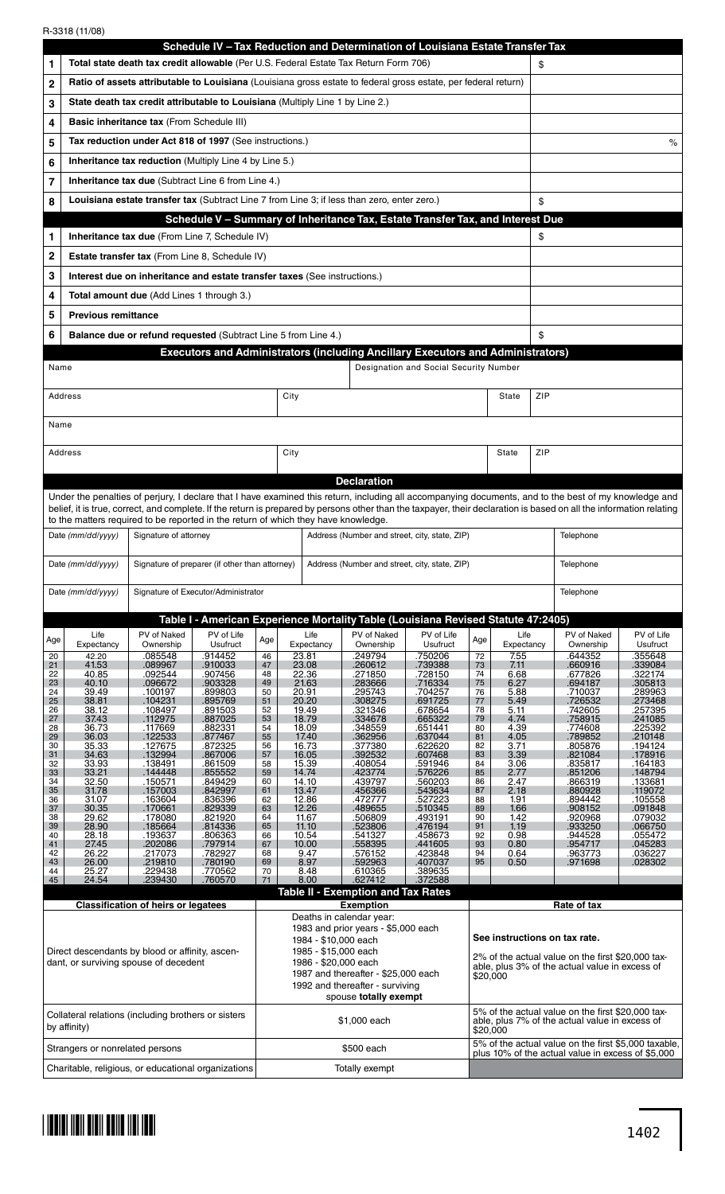R-3318 (11/08)

## Schedule IV – Tax Reduction and Determination of Louisiana Estate Transfer Tax

| | | |
|---|---|---|
| 1 | **Total state death tax credit allowable** (Per U.S. Federal Estate Tax Return Form 706) | $ |
| 2 | **Ratio of assets attributable to Louisiana** (Louisiana gross estate to federal gross estate, per federal return) | |
| 3 | **State death tax credit attributable to Louisiana** (Multiply Line 1 by Line 2.) | |
| 4 | **Basic inheritance tax** (From Schedule III) | |
| 5 | **Tax reduction under Act 818 of 1997** (See instructions.) | % |
| 6 | **Inheritance tax reduction** (Multiply Line 4 by Line 5.) | |
| 7 | **Inheritance tax due** (Subtract Line 6 from Line 4.) | |
| 8 | **Louisiana estate transfer tax** (Subtract Line 7 from Line 3; if less than zero, enter zero.) | $ |

## Schedule V – Summary of Inheritance Tax, Estate Transfer Tax, and Interest Due

| | | |
|---|---|---|
| 1 | **Inheritance tax due** (From Line 7, Schedule IV) | $ |
| 2 | **Estate transfer tax** (From Line 8, Schedule IV) | |
| 3 | **Interest due on inheritance and estate transfer taxes** (See instructions.) | |
| 4 | **Total amount due** (Add Lines 1 through 3.) | |
| 5 | **Previous remittance** | |
| 6 | **Balance due or refund requested** (Subtract Line 5 from Line 4.) | $ |

## Executors and Administrators (including Ancillary Executors and Administrators)

| | | | | |
|---|---|---|---|---|
| Name | | Designation and Social Security Number | | |
| Address | City | | State | ZIP |
| Name | | | | |
| Address | City | | State | ZIP |

## Declaration

Under the penalties of perjury, I declare that I have examined this return, including all accompanying documents, and to the best of my knowledge and belief, it is true, correct, and complete. If the return is prepared by persons other than the taxpayer, their declaration is based on all the information relating to the matters required to be reported in the return of which they have knowledge.

| | | | |
|---|---|---|---|
| Date *(mm/dd/yyyy)* | Signature of attorney | Address (Number and street, city, state, ZIP) | Telephone |
| Date *(mm/dd/yyyy)* | Signature of preparer (if other than attorney) | Address (Number and street, city, state, ZIP) | Telephone |
| Date *(mm/dd/yyyy)* | Signature of Executor/Administrator | | Telephone |

## Table I - American Experience Mortality Table (Louisiana Revised Statute 47:2405)

| Age | Life Expectancy | PV of Naked Ownership | PV of Life Usufruct | Age | Life Expectancy | PV of Naked Ownership | PV of Life Usufruct | Age | Life Expectancy | PV of Naked Ownership | PV of Life Usufruct |
|---|---|---|---|---|---|---|---|---|---|---|---|
| 20 | 42.20 | .085548 | .914452 | 46 | 23.81 | .249794 | .750206 | 72 | 7.55 | .644352 | .355648 |
| 21 | 41.53 | .089967 | .910033 | 47 | 23.08 | .260612 | .739388 | 73 | 7.11 | .660916 | .339084 |
| 22 | 40.85 | .092544 | .907456 | 48 | 22.36 | .271850 | .728150 | 74 | 6.68 | .677826 | .322174 |
| 23 | 40.10 | .096672 | .903328 | 49 | 21.63 | .283666 | .716334 | 75 | 6.27 | .694187 | .305813 |
| 24 | 39.49 | .100197 | .899803 | 50 | 20.91 | .295743 | .704257 | 76 | 5.88 | .710037 | .289963 |
| 25 | 38.81 | .104231 | .895769 | 51 | 20.20 | .308275 | .691725 | 77 | 5.49 | .726532 | .273468 |
| 26 | 38.12 | .108497 | .891503 | 52 | 19.49 | .321346 | .678654 | 78 | 5.11 | .742605 | .257395 |
| 27 | 37.43 | .112975 | .887025 | 53 | 18.79 | .334678 | .665322 | 79 | 4.74 | .758915 | .241085 |
| 28 | 36.73 | .117669 | .882331 | 54 | 18.09 | .348559 | .651441 | 80 | 4.39 | .774608 | .225392 |
| 29 | 36.03 | .122533 | .877467 | 55 | 17.40 | .362956 | .637044 | 81 | 4.05 | .789852 | .210148 |
| 30 | 35.33 | .127675 | .872325 | 56 | 16.73 | .377380 | .622620 | 82 | 3.71 | .805876 | .194124 |
| 31 | 34.63 | .132994 | .867006 | 57 | 16.05 | .392532 | .607468 | 83 | 3.39 | .821084 | .178916 |
| 32 | 33.93 | .138491 | .861509 | 58 | 15.39 | .408054 | .591946 | 84 | 3.06 | .835817 | .164183 |
| 33 | 33.21 | .144448 | .855552 | 59 | 14.74 | .423774 | .576226 | 85 | 2.77 | .851206 | .148794 |
| 34 | 32.50 | .150571 | .849429 | 60 | 14.10 | .439797 | .560203 | 86 | 2.47 | .866319 | .133681 |
| 35 | 31.78 | .157003 | .842997 | 61 | 13.47 | .456366 | .543634 | 87 | 2.18 | .880928 | .119072 |
| 36 | 31.07 | .163604 | .836396 | 62 | 12.86 | .472777 | .527223 | 88 | 1.91 | .894442 | .105558 |
| 37 | 30.35 | .170661 | .829339 | 63 | 12.26 | .489655 | .510345 | 89 | 1.66 | .908152 | .091848 |
| 38 | 29.62 | .178080 | .821920 | 64 | 11.67 | .506809 | .493191 | 90 | 1.42 | .920968 | .079032 |
| 39 | 28.90 | .185664 | .814336 | 65 | 11.10 | .523806 | .476194 | 91 | 1.19 | .933250 | .066750 |
| 40 | 28.18 | .193637 | .806363 | 66 | 10.54 | .541327 | .458673 | 92 | 0.98 | .944528 | .055472 |
| 41 | 27.45 | .202086 | .797914 | 67 | 10.00 | .558395 | .441605 | 93 | 0.80 | .954717 | .045283 |
| 42 | 26.22 | .217073 | .782927 | 68 | 9.47 | .576152 | .423848 | 94 | 0.64 | .963773 | .036227 |
| 43 | 26.00 | .219810 | .780190 | 69 | 8.97 | .592963 | .407037 | 95 | 0.50 | .971698 | .028302 |
| 44 | 25.27 | .229438 | .770562 | 70 | 8.48 | .610365 | .389635 | | | | |
| 45 | 24.54 | .239430 | .760570 | 71 | 8.00 | .627412 | .372588 | | | | |

## Table II - Exemption and Tax Rates

| Classification of heirs or legatees | Exemption | Rate of tax |
|---|---|---|
| Direct descendants by blood or affinity, ascendant, or surviving spouse of decedent | Deaths in calendar year:<br>1983 and prior years - $5,000 each<br>1984 - $10,000 each<br>1985 - $15,000 each<br>1986 - $20,000 each<br>1987 and thereafter - $25,000 each<br>1992 and thereafter - surviving spouse **totally exempt** | **See instructions on tax rate.**<br><br>2% of the actual value on the first $20,000 taxable, plus 3% of the actual value in excess of $20,000 |
| Collateral relations (including brothers or sisters by affinity) | $1,000 each | 5% of the actual value on the first $20,000 taxable, plus 7% of the actual value in excess of $20,000 |
| Strangers or nonrelated persons | $500 each | 5% of the actual value on the first $5,000 taxable, plus 10% of the actual value in excess of $5,000 |
| Charitable, religious, or educational organizations | Totally exempt | |

1402